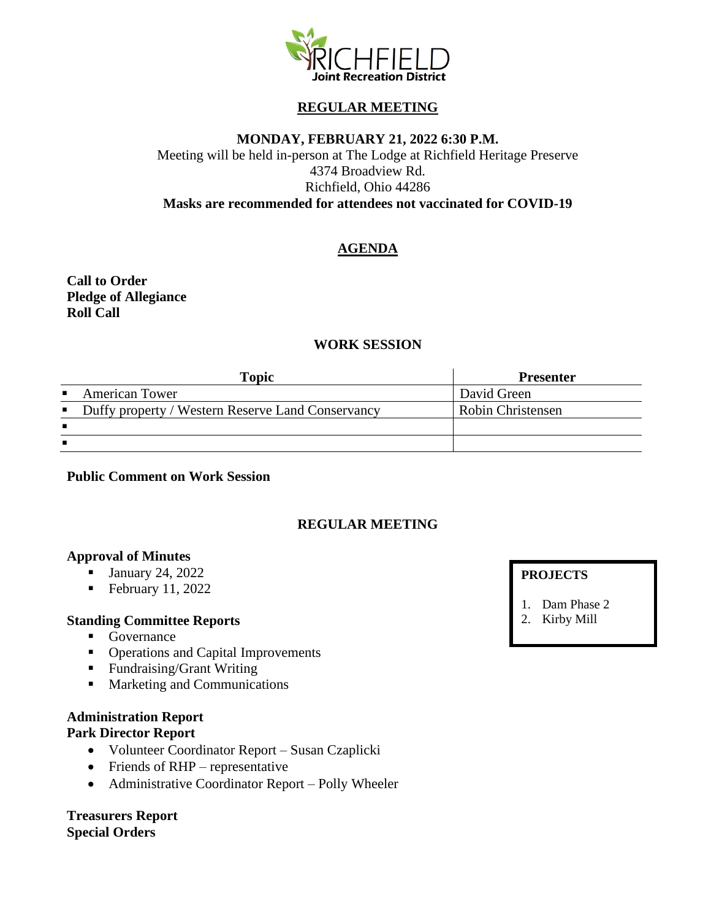RICHFIELD
**Joint Recreation District**

# REGULAR MEETING

**MONDAY, FEBRUARY 21, 2022 6:30 P.M.**

Meeting will be held in-person at The Lodge at Richfield Heritage Preserve
4374 Broadview Rd.
Richfield, Ohio 44286

**Masks are recommended for attendees not vaccinated for COVID-19**

## AGENDA

**Call to Order**
**Pledge of Allegiance**
**Roll Call**

### WORK SESSION

| Topic | Presenter |
|---|---|
| ▪ American Tower | David Green |
| ▪ Duffy property / Western Reserve Land Conservancy | Robin Christensen |
| ▪ | |
| ▪ | |

**Public Comment on Work Session**

### REGULAR MEETING

**Approval of Minutes**

- January 24, 2022
- February 11, 2022

**Standing Committee Reports**

- Governance
- Operations and Capital Improvements
- Fundraising/Grant Writing
- Marketing and Communications

**Administration Report**

**Park Director Report**

- Volunteer Coordinator Report – Susan Czaplicki
- Friends of RHP – representative
- Administrative Coordinator Report – Polly Wheeler

**Treasurers Report**

**Special Orders**

**PROJECTS**

1. Dam Phase 2
2. Kirby Mill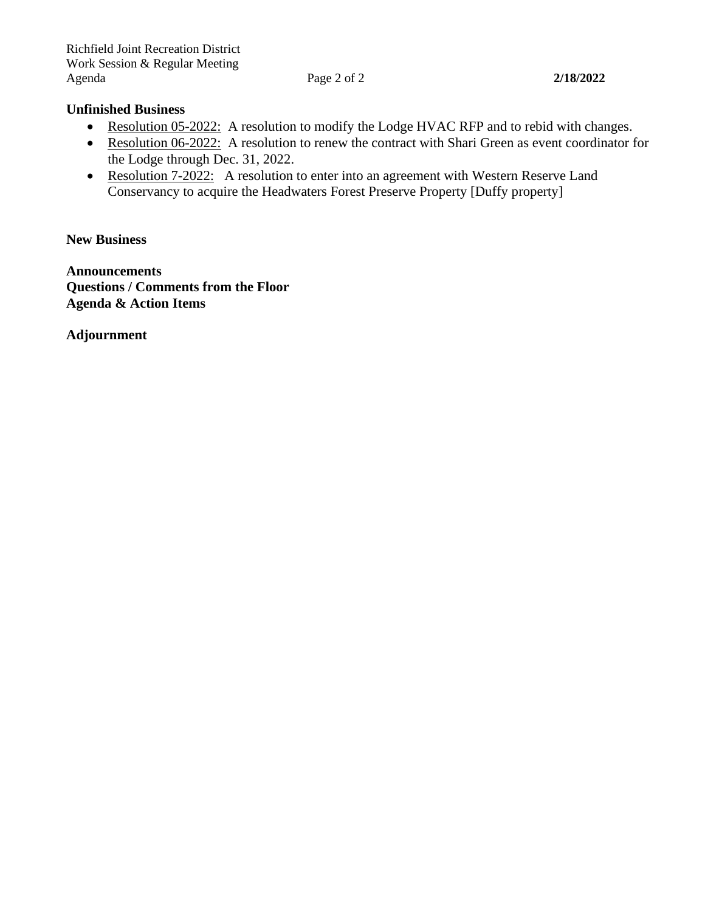**Unfinished Business**

- Resolution 05-2022: A resolution to modify the Lodge HVAC RFP and to rebid with changes.
- Resolution 06-2022: A resolution to renew the contract with Shari Green as event coordinator for the Lodge through Dec. 31, 2022.
- Resolution 7-2022: A resolution to enter into an agreement with Western Reserve Land Conservancy to acquire the Headwaters Forest Preserve Property [Duffy property]

**New Business**

**Announcements**
**Questions / Comments from the Floor**
**Agenda & Action Items**

**Adjournment**